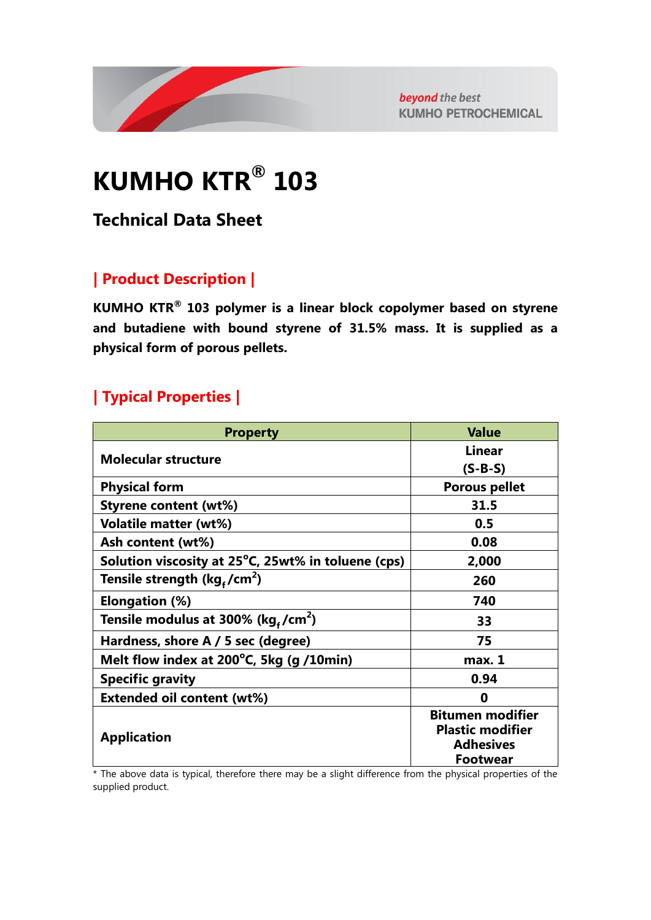# KUMHO KTR® 103

## Technical Data Sheet

### | Product Description |

**KUMHO KTR® 103 polymer is a linear block copolymer based on styrene and butadiene with bound styrene of 31.5% mass. It is supplied as a physical form of porous pellets.**

### | Typical Properties |

| Property | Value |
|---|---|
| **Molecular structure** | **Linear (S-B-S)** |
| **Physical form** | **Porous pellet** |
| **Styrene content (wt%)** | **31.5** |
| **Volatile matter (wt%)** | **0.5** |
| **Ash content (wt%)** | **0.08** |
| **Solution viscosity at 25°C, 25wt% in toluene (cps)** | **2,000** |
| **Tensile strength ($kg_f/cm^2$)** | **260** |
| **Elongation (%)** | **740** |
| **Tensile modulus at 300% ($kg_f/cm^2$)** | **33** |
| **Hardness, shore A / 5 sec (degree)** | **75** |
| **Melt flow index at 200°C, 5kg (g /10min)** | **max. 1** |
| **Specific gravity** | **0.94** |
| **Extended oil content (wt%)** | **0** |
| **Application** | **Bitumen modifier<br>Plastic modifier<br>Adhesives<br>Footwear** |

* The above data is typical, therefore there may be a slight difference from the physical properties of the supplied product.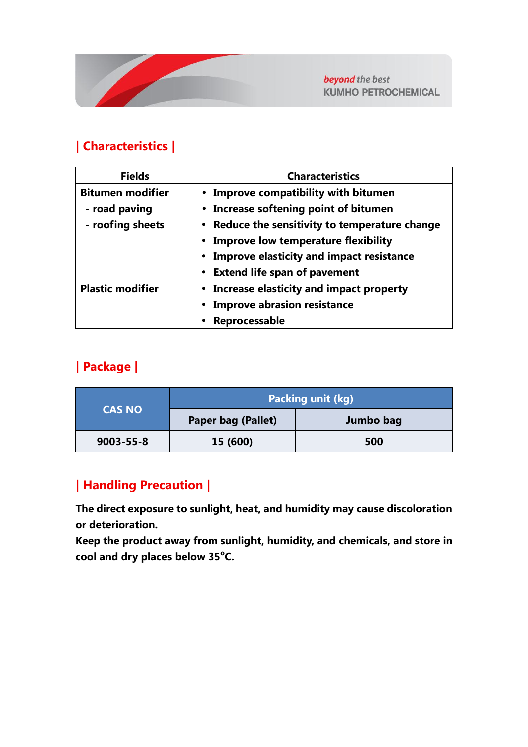## | Characteristics |

| Fields | Characteristics |
|---|---|
| Bitumen modifier<br>- road paving<br>- roofing sheets | • Improve compatibility with bitumen<br>• Increase softening point of bitumen<br>• Reduce the sensitivity to temperature change<br>• Improve low temperature flexibility<br>• Improve elasticity and impact resistance<br>• Extend life span of pavement |
| Plastic modifier | • Increase elasticity and impact property<br>• Improve abrasion resistance<br>• Reprocessable |

## | Package |

| CAS NO | Packing unit (kg) | |
|---|---|---|
| | Paper bag (Pallet) | Jumbo bag |
| 9003-55-8 | 15 (600) | 500 |

## | Handling Precaution |

**The direct exposure to sunlight, heat, and humidity may cause discoloration or deterioration.**
**Keep the product away from sunlight, humidity, and chemicals, and store in cool and dry places below 35°C.**